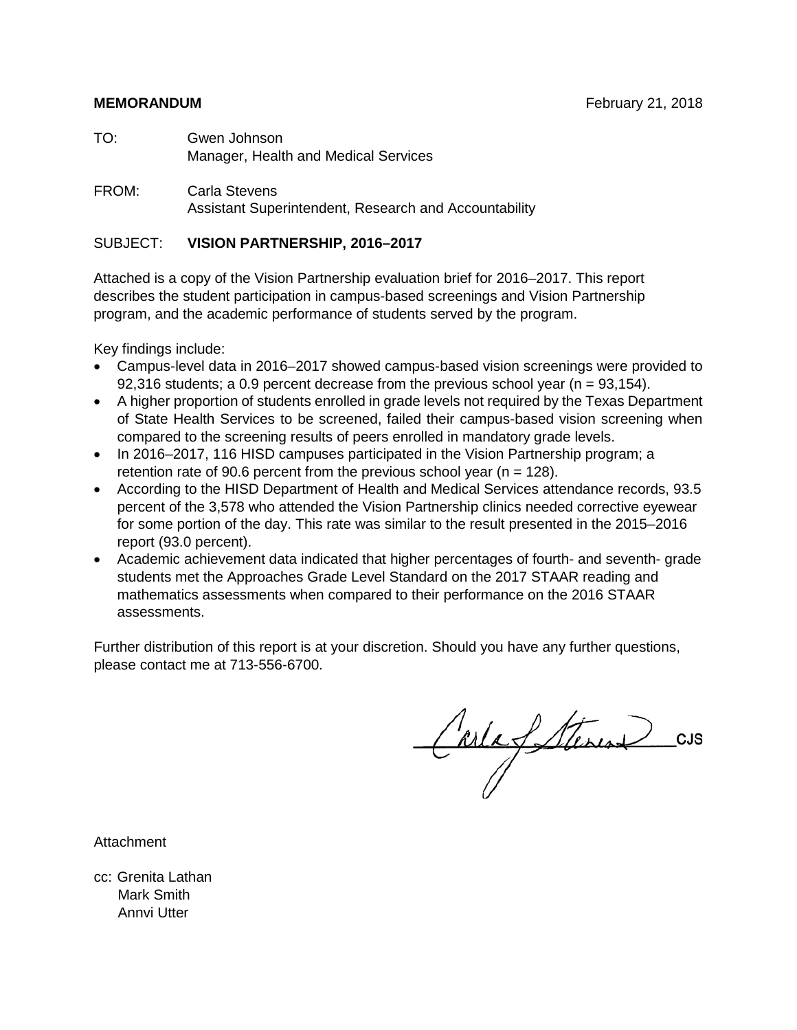**MEMORANDUM** February 21, 2018

TO: Gwen Johnson
Manager, Health and Medical Services

FROM: Carla Stevens
Assistant Superintendent, Research and Accountability

SUBJECT: **VISION PARTNERSHIP, 2016–2017**

Attached is a copy of the Vision Partnership evaluation brief for 2016–2017. This report describes the student participation in campus-based screenings and Vision Partnership program, and the academic performance of students served by the program.

Key findings include:

- Campus-level data in 2016–2017 showed campus-based vision screenings were provided to 92,316 students; a 0.9 percent decrease from the previous school year (n = 93,154).
- A higher proportion of students enrolled in grade levels not required by the Texas Department of State Health Services to be screened, failed their campus-based vision screening when compared to the screening results of peers enrolled in mandatory grade levels.
- In 2016–2017, 116 HISD campuses participated in the Vision Partnership program; a retention rate of 90.6 percent from the previous school year (n = 128).
- According to the HISD Department of Health and Medical Services attendance records, 93.5 percent of the 3,578 who attended the Vision Partnership clinics needed corrective eyewear for some portion of the day. This rate was similar to the result presented in the 2015–2016 report (93.0 percent).
- Academic achievement data indicated that higher percentages of fourth- and seventh- grade students met the Approaches Grade Level Standard on the 2017 STAAR reading and mathematics assessments when compared to their performance on the 2016 STAAR assessments.

Further distribution of this report is at your discretion. Should you have any further questions, please contact me at 713-556-6700.

CJS

Attachment

cc: Grenita Lathan
Mark Smith
Annvi Utter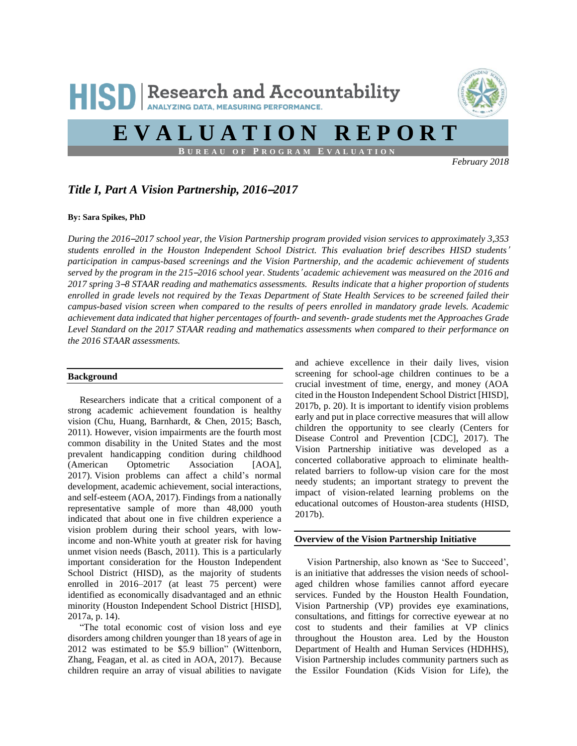HISD | Research and Accountability
ANALYZING DATA, MEASURING PERFORMANCE.

# EVALUATION REPORT

**BUREAU OF PROGRAM EVALUATION**

*February 2018*

## *Title I, Part A Vision Partnership, 2016–2017*

**By: Sara Spikes, PhD**

*During the 2016–2017 school year, the Vision Partnership program provided vision services to approximately 3,353 students enrolled in the Houston Independent School District. This evaluation brief describes HISD students' participation in campus-based screenings and the Vision Partnership, and the academic achievement of students served by the program in the 215–2016 school year. Students' academic achievement was measured on the 2016 and 2017 spring 3–8 STAAR reading and mathematics assessments. Results indicate that a higher proportion of students enrolled in grade levels not required by the Texas Department of State Health Services to be screened failed their campus-based vision screen when compared to the results of peers enrolled in mandatory grade levels. Academic achievement data indicated that higher percentages of fourth- and seventh- grade students met the Approaches Grade Level Standard on the 2017 STAAR reading and mathematics assessments when compared to their performance on the 2016 STAAR assessments.*

### Background

Researchers indicate that a critical component of a strong academic achievement foundation is healthy vision (Chu, Huang, Barnhardt, & Chen, 2015; Basch, 2011). However, vision impairments are the fourth most common disability in the United States and the most prevalent handicapping condition during childhood (American Optometric Association [AOA], 2017). Vision problems can affect a child's normal development, academic achievement, social interactions, and self-esteem (AOA, 2017). Findings from a nationally representative sample of more than 48,000 youth indicated that about one in five children experience a vision problem during their school years, with low-income and non-White youth at greater risk for having unmet vision needs (Basch, 2011). This is a particularly important consideration for the Houston Independent School District (HISD), as the majority of students enrolled in 2016–2017 (at least 75 percent) were identified as economically disadvantaged and an ethnic minority (Houston Independent School District [HISD], 2017a, p. 14).

"The total economic cost of vision loss and eye disorders among children younger than 18 years of age in 2012 was estimated to be $5.9 billion" (Wittenborn, Zhang, Feagan, et al. as cited in AOA, 2017). Because children require an array of visual abilities to navigate and achieve excellence in their daily lives, vision screening for school-age children continues to be a crucial investment of time, energy, and money (AOA cited in the Houston Independent School District [HISD], 2017b, p. 20). It is important to identify vision problems early and put in place corrective measures that will allow children the opportunity to see clearly (Centers for Disease Control and Prevention [CDC], 2017). The Vision Partnership initiative was developed as a concerted collaborative approach to eliminate health-related barriers to follow-up vision care for the most needy students; an important strategy to prevent the impact of vision-related learning problems on the educational outcomes of Houston-area students (HISD, 2017b).

### Overview of the Vision Partnership Initiative

Vision Partnership, also known as 'See to Succeed', is an initiative that addresses the vision needs of school-aged children whose families cannot afford eyecare services. Funded by the Houston Health Foundation, Vision Partnership (VP) provides eye examinations, consultations, and fittings for corrective eyewear at no cost to students and their families at VP clinics throughout the Houston area. Led by the Houston Department of Health and Human Services (HDHHS), Vision Partnership includes community partners such as the Essilor Foundation (Kids Vision for Life), the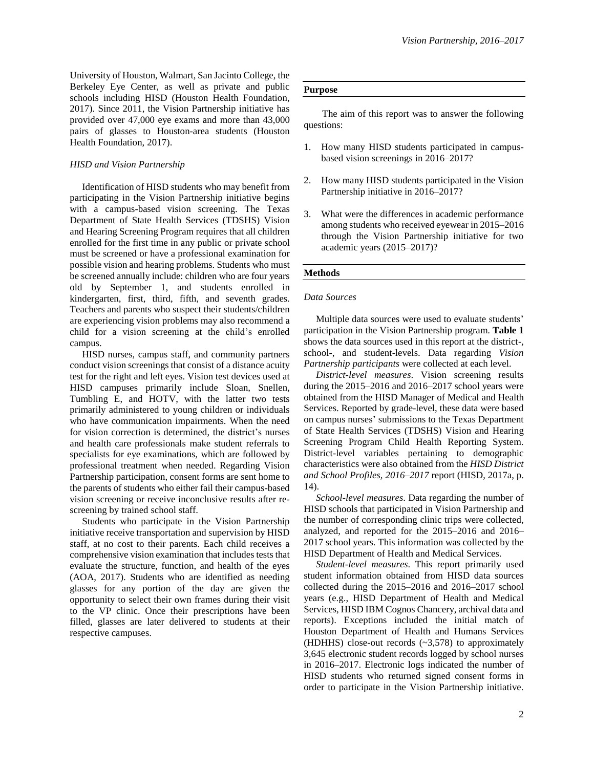University of Houston, Walmart, San Jacinto College, the Berkeley Eye Center, as well as private and public schools including HISD (Houston Health Foundation, 2017). Since 2011, the Vision Partnership initiative has provided over 47,000 eye exams and more than 43,000 pairs of glasses to Houston-area students (Houston Health Foundation, 2017).

### *HISD and Vision Partnership*

Identification of HISD students who may benefit from participating in the Vision Partnership initiative begins with a campus-based vision screening. The Texas Department of State Health Services (TDSHS) Vision and Hearing Screening Program requires that all children enrolled for the first time in any public or private school must be screened or have a professional examination for possible vision and hearing problems. Students who must be screened annually include: children who are four years old by September 1, and students enrolled in kindergarten, first, third, fifth, and seventh grades. Teachers and parents who suspect their students/children are experiencing vision problems may also recommend a child for a vision screening at the child's enrolled campus.

HISD nurses, campus staff, and community partners conduct vision screenings that consist of a distance acuity test for the right and left eyes. Vision test devices used at HISD campuses primarily include Sloan, Snellen, Tumbling E, and HOTV, with the latter two tests primarily administered to young children or individuals who have communication impairments. When the need for vision correction is determined, the district's nurses and health care professionals make student referrals to specialists for eye examinations, which are followed by professional treatment when needed. Regarding Vision Partnership participation, consent forms are sent home to the parents of students who either fail their campus-based vision screening or receive inconclusive results after re-screening by trained school staff.

Students who participate in the Vision Partnership initiative receive transportation and supervision by HISD staff, at no cost to their parents. Each child receives a comprehensive vision examination that includes tests that evaluate the structure, function, and health of the eyes (AOA, 2017). Students who are identified as needing glasses for any portion of the day are given the opportunity to select their own frames during their visit to the VP clinic. Once their prescriptions have been filled, glasses are later delivered to students at their respective campuses.

## Purpose

The aim of this report was to answer the following questions:

1. How many HISD students participated in campus-based vision screenings in 2016–2017?
2. How many HISD students participated in the Vision Partnership initiative in 2016–2017?
3. What were the differences in academic performance among students who received eyewear in 2015–2016 through the Vision Partnership initiative for two academic years (2015–2017)?

## Methods

### *Data Sources*

Multiple data sources were used to evaluate students' participation in the Vision Partnership program. **Table 1** shows the data sources used in this report at the district-, school-, and student-levels. Data regarding *Vision Partnership participants* were collected at each level.

*District-level measures*. Vision screening results during the 2015–2016 and 2016–2017 school years were obtained from the HISD Manager of Medical and Health Services. Reported by grade-level, these data were based on campus nurses' submissions to the Texas Department of State Health Services (TDSHS) Vision and Hearing Screening Program Child Health Reporting System. District-level variables pertaining to demographic characteristics were also obtained from the *HISD District and School Profiles, 2016–2017* report (HISD, 2017a, p. 14).

*School-level measures*. Data regarding the number of HISD schools that participated in Vision Partnership and the number of corresponding clinic trips were collected, analyzed, and reported for the 2015–2016 and 2016–2017 school years. This information was collected by the HISD Department of Health and Medical Services.

*Student-level measures*. This report primarily used student information obtained from HISD data sources collected during the 2015–2016 and 2016–2017 school years (e.g., HISD Department of Health and Medical Services, HISD IBM Cognos Chancery, archival data and reports). Exceptions included the initial match of Houston Department of Health and Humans Services (HDHHS) close-out records (~3,578) to approximately 3,645 electronic student records logged by school nurses in 2016–2017. Electronic logs indicated the number of HISD students who returned signed consent forms in order to participate in the Vision Partnership initiative.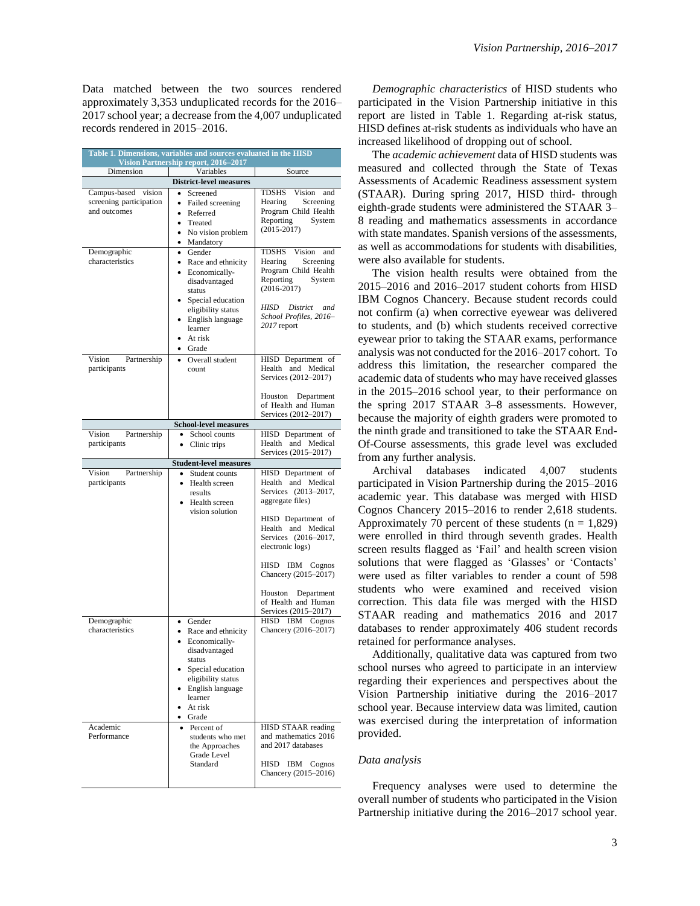Data matched between the two sources rendered approximately 3,353 unduplicated records for the 2016–2017 school year; a decrease from the 4,007 unduplicated records rendered in 2015–2016.

**Table 1. Dimensions, variables and sources evaluated in the HISD Vision Partnership report, 2016–2017**

| Dimension | Variables | Source |
|---|---|---|
| **District-level measures** | | |
| Campus-based vision screening participation and outcomes | • Screened<br>• Failed screening<br>• Referred<br>• Treated<br>• No vision problem<br>• Mandatory | TDSHS Vision and Hearing Screening Program Child Health Reporting System (2015-2017) |
| Demographic characteristics | • Gender<br>• Race and ethnicity<br>• Economically-disadvantaged status<br>• Special education eligibility status<br>• English language learner<br>• At risk<br>• Grade | TDSHS Vision and Hearing Screening Program Child Health Reporting System (2016-2017)<br><br>*HISD District and School Profiles, 2016–2017* report |
| Vision Partnership participants | • Overall student count | HISD Department of Health and Medical Services (2012–2017)<br><br>Houston Department of Health and Human Services (2012–2017) |
| **School-level measures** | | |
| Vision Partnership participants | • School counts<br>• Clinic trips | HISD Department of Health and Medical Services (2015–2017) |
| **Student-level measures** | | |
| Vision Partnership participants | • Student counts<br>• Health screen results<br>• Health screen vision solution | HISD Department of Health and Medical Services (2013–2017, aggregate files)<br><br>HISD Department of Health and Medical Services (2016–2017, electronic logs)<br><br>HISD IBM Cognos Chancery (2015–2017)<br><br>Houston Department of Health and Human Services (2015–2017) |
| Demographic characteristics | • Gender<br>• Race and ethnicity<br>• Economically-disadvantaged status<br>• Special education eligibility status<br>• English language learner<br>• At risk<br>• Grade | HISD IBM Cognos Chancery (2016–2017) |
| Academic Performance | • Percent of students who met the Approaches Grade Level Standard | HISD STAAR reading and mathematics 2016 and 2017 databases<br><br>HISD IBM Cognos Chancery (2015–2016) |

*Demographic characteristics* of HISD students who participated in the Vision Partnership initiative in this report are listed in Table 1. Regarding at-risk status, HISD defines at-risk students as individuals who have an increased likelihood of dropping out of school.

The *academic achievement* data of HISD students was measured and collected through the State of Texas Assessments of Academic Readiness assessment system (STAAR). During spring 2017, HISD third- through eighth-grade students were administered the STAAR 3–8 reading and mathematics assessments in accordance with state mandates. Spanish versions of the assessments, as well as accommodations for students with disabilities, were also available for students.

The vision health results were obtained from the 2015–2016 and 2016–2017 student cohorts from HISD IBM Cognos Chancery. Because student records could not confirm (a) when corrective eyewear was delivered to students, and (b) which students received corrective eyewear prior to taking the STAAR exams, performance analysis was not conducted for the 2016–2017 cohort. To address this limitation, the researcher compared the academic data of students who may have received glasses in the 2015–2016 school year, to their performance on the spring 2017 STAAR 3–8 assessments. However, because the majority of eighth graders were promoted to the ninth grade and transitioned to take the STAAR End-Of-Course assessments, this grade level was excluded from any further analysis.

Archival databases indicated 4,007 students participated in Vision Partnership during the 2015–2016 academic year. This database was merged with HISD Cognos Chancery 2015–2016 to render 2,618 students. Approximately 70 percent of these students (n = 1,829) were enrolled in third through seventh grades. Health screen results flagged as 'Fail' and health screen vision solutions that were flagged as 'Glasses' or 'Contacts' were used as filter variables to render a count of 598 students who were examined and received vision correction. This data file was merged with the HISD STAAR reading and mathematics 2016 and 2017 databases to render approximately 406 student records retained for performance analyses.

Additionally, qualitative data was captured from two school nurses who agreed to participate in an interview regarding their experiences and perspectives about the Vision Partnership initiative during the 2016–2017 school year. Because interview data was limited, caution was exercised during the interpretation of information provided.

### *Data analysis*

Frequency analyses were used to determine the overall number of students who participated in the Vision Partnership initiative during the 2016–2017 school year.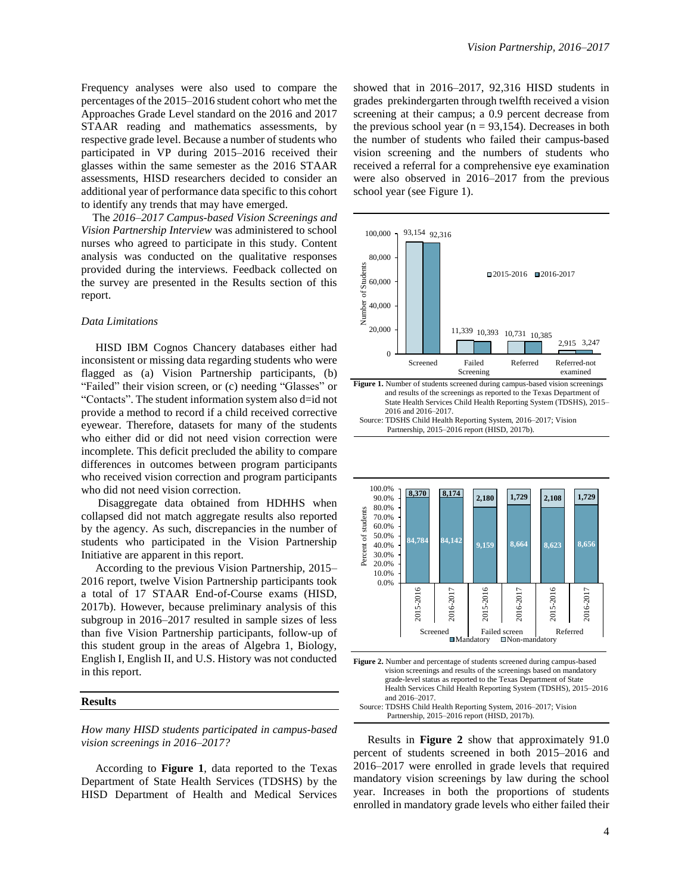Frequency analyses were also used to compare the percentages of the 2015–2016 student cohort who met the Approaches Grade Level standard on the 2016 and 2017 STAAR reading and mathematics assessments, by respective grade level. Because a number of students who participated in VP during 2015–2016 received their glasses within the same semester as the 2016 STAAR assessments, HISD researchers decided to consider an additional year of performance data specific to this cohort to identify any trends that may have emerged.

The *2016–2017 Campus-based Vision Screenings and Vision Partnership Interview* was administered to school nurses who agreed to participate in this study. Content analysis was conducted on the qualitative responses provided during the interviews. Feedback collected on the survey are presented in the Results section of this report.

### *Data Limitations*

HISD IBM Cognos Chancery databases either had inconsistent or missing data regarding students who were flagged as (a) Vision Partnership participants, (b) "Failed" their vision screen, or (c) needing "Glasses" or "Contacts". The student information system also d=id not provide a method to record if a child received corrective eyewear. Therefore, datasets for many of the students who either did or did not need vision correction were incomplete. This deficit precluded the ability to compare differences in outcomes between program participants who received vision correction and program participants who did not need vision correction.

Disaggregate data obtained from HDHHS when collapsed did not match aggregate results also reported by the agency. As such, discrepancies in the number of students who participated in the Vision Partnership Initiative are apparent in this report.

According to the previous Vision Partnership, 2015–2016 report, twelve Vision Partnership participants took a total of 17 STAAR End-of-Course exams (HISD, 2017b). However, because preliminary analysis of this subgroup in 2016–2017 resulted in sample sizes of less than five Vision Partnership participants, follow-up of this student group in the areas of Algebra 1, Biology, English I, English II, and U.S. History was not conducted in this report.

## Results

### *How many HISD students participated in campus-based vision screenings in 2016–2017?*

According to **Figure 1**, data reported to the Texas Department of State Health Services (TDSHS) by the HISD Department of Health and Medical Services showed that in 2016–2017, 92,316 HISD students in grades prekindergarten through twelfth received a vision screening at their campus; a 0.9 percent decrease from the previous school year (n = 93,154). Decreases in both the number of students who failed their campus-based vision screening and the numbers of students who received a referral for a comprehensive eye examination were also observed in 2016–2017 from the previous school year (see Figure 1).

| | 2015-2016 | 2016-2017 |
|---|---|---|
| Screened | 93,154 | 92,316 |
| Failed Screening | 11,339 | 10,393 |
| Referred | 10,731 | 10,385 |
| Referred-not examined | 2,915 | 3,247 |

**Figure 1.** Number of students screened during campus-based vision screenings and results of the screenings as reported to the Texas Department of State Health Services Child Health Reporting System (TDSHS), 2015–2016 and 2016–2017.
Source: TDSHS Child Health Reporting System, 2016–2017; Vision Partnership, 2015–2016 report (HISD, 2017b).

| | Screened 2015-2016 | Screened 2016-2017 | Failed screen 2015-2016 | Failed screen 2016-2017 | Referred 2015-2016 | Referred 2016-2017 |
|---|---|---|---|---|---|---|
| Mandatory | 84,784 | 84,142 | 9,159 | 8,664 | 8,623 | 8,656 |
| Non-mandatory | 8,370 | 8,174 | 2,180 | 1,729 | 2,108 | 1,729 |

**Figure 2.** Number and percentage of students screened during campus-based vision screenings and results of the screenings based on mandatory grade-level status as reported to the Texas Department of State Health Services Child Health Reporting System (TDSHS), 2015–2016 and 2016–2017.
Source: TDSHS Child Health Reporting System, 2016–2017; Vision Partnership, 2015–2016 report (HISD, 2017b).

Results in **Figure 2** show that approximately 91.0 percent of students screened in both 2015–2016 and 2016–2017 were enrolled in grade levels that required mandatory vision screenings by law during the school year. Increases in both the proportions of students enrolled in mandatory grade levels who either failed their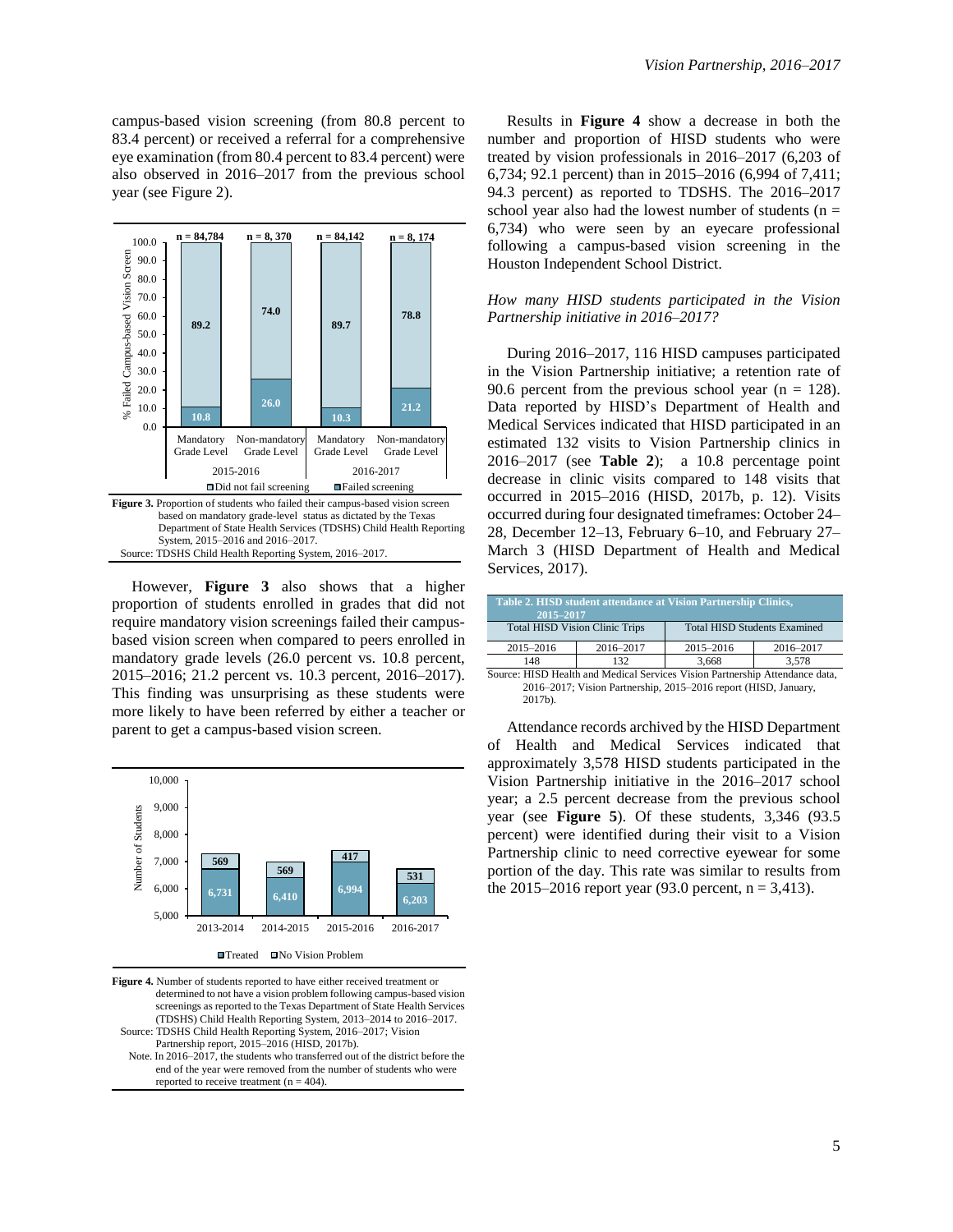campus-based vision screening (from 80.8 percent to 83.4 percent) or received a referral for a comprehensive eye examination (from 80.4 percent to 83.4 percent) were also observed in 2016–2017 from the previous school year (see Figure 2).

**Figure 3.** Proportion of students who failed their campus-based vision screen based on mandatory grade-level status as dictated by the Texas Department of State Health Services (TDSHS) Child Health Reporting System, 2015–2016 and 2016–2017.
Source: TDSHS Child Health Reporting System, 2016–2017.

However, **Figure 3** also shows that a higher proportion of students enrolled in grades that did not require mandatory vision screenings failed their campus-based vision screen when compared to peers enrolled in mandatory grade levels (26.0 percent vs. 10.8 percent, 2015–2016; 21.2 percent vs. 10.3 percent, 2016–2017). This finding was unsurprising as these students were more likely to have been referred by either a teacher or parent to get a campus-based vision screen.

**Figure 4.** Number of students reported to have either received treatment or determined to not have a vision problem following campus-based vision screenings as reported to the Texas Department of State Health Services (TDSHS) Child Health Reporting System, 2013–2014 to 2016–2017.
Source: TDSHS Child Health Reporting System, 2016–2017; Vision Partnership report, 2015–2016 (HISD, 2017b).
Note. In 2016–2017, the students who transferred out of the district before the end of the year were removed from the number of students who were reported to receive treatment (n = 404).

Results in **Figure 4** show a decrease in both the number and proportion of HISD students who were treated by vision professionals in 2016–2017 (6,203 of 6,734; 92.1 percent) than in 2015–2016 (6,994 of 7,411; 94.3 percent) as reported to TDSHS. The 2016–2017 school year also had the lowest number of students (n = 6,734) who were seen by an eyecare professional following a campus-based vision screening in the Houston Independent School District.

*How many HISD students participated in the Vision Partnership initiative in 2016–2017?*

During 2016–2017, 116 HISD campuses participated in the Vision Partnership initiative; a retention rate of 90.6 percent from the previous school year (n = 128). Data reported by HISD's Department of Health and Medical Services indicated that HISD participated in an estimated 132 visits to Vision Partnership clinics in 2016–2017 (see **Table 2**); a 10.8 percentage point decrease in clinic visits compared to 148 visits that occurred in 2015–2016 (HISD, 2017b, p. 12). Visits occurred during four designated timeframes: October 24–28, December 12–13, February 6–10, and February 27–March 3 (HISD Department of Health and Medical Services, 2017).

**Table 2. HISD student attendance at Vision Partnership Clinics, 2015–2017**

| Total HISD Vision Clinic Trips | | Total HISD Students Examined | |
|---|---|---|---|
| 2015–2016 | 2016–2017 | 2015–2016 | 2016–2017 |
| 148 | 132 | 3,668 | 3,578 |

Source: HISD Health and Medical Services Vision Partnership Attendance data, 2016–2017; Vision Partnership, 2015–2016 report (HISD, January, 2017b).

Attendance records archived by the HISD Department of Health and Medical Services indicated that approximately 3,578 HISD students participated in the Vision Partnership initiative in the 2016–2017 school year; a 2.5 percent decrease from the previous school year (see **Figure 5**). Of these students, 3,346 (93.5 percent) were identified during their visit to a Vision Partnership clinic to need corrective eyewear for some portion of the day. This rate was similar to results from the 2015–2016 report year (93.0 percent, n = 3,413).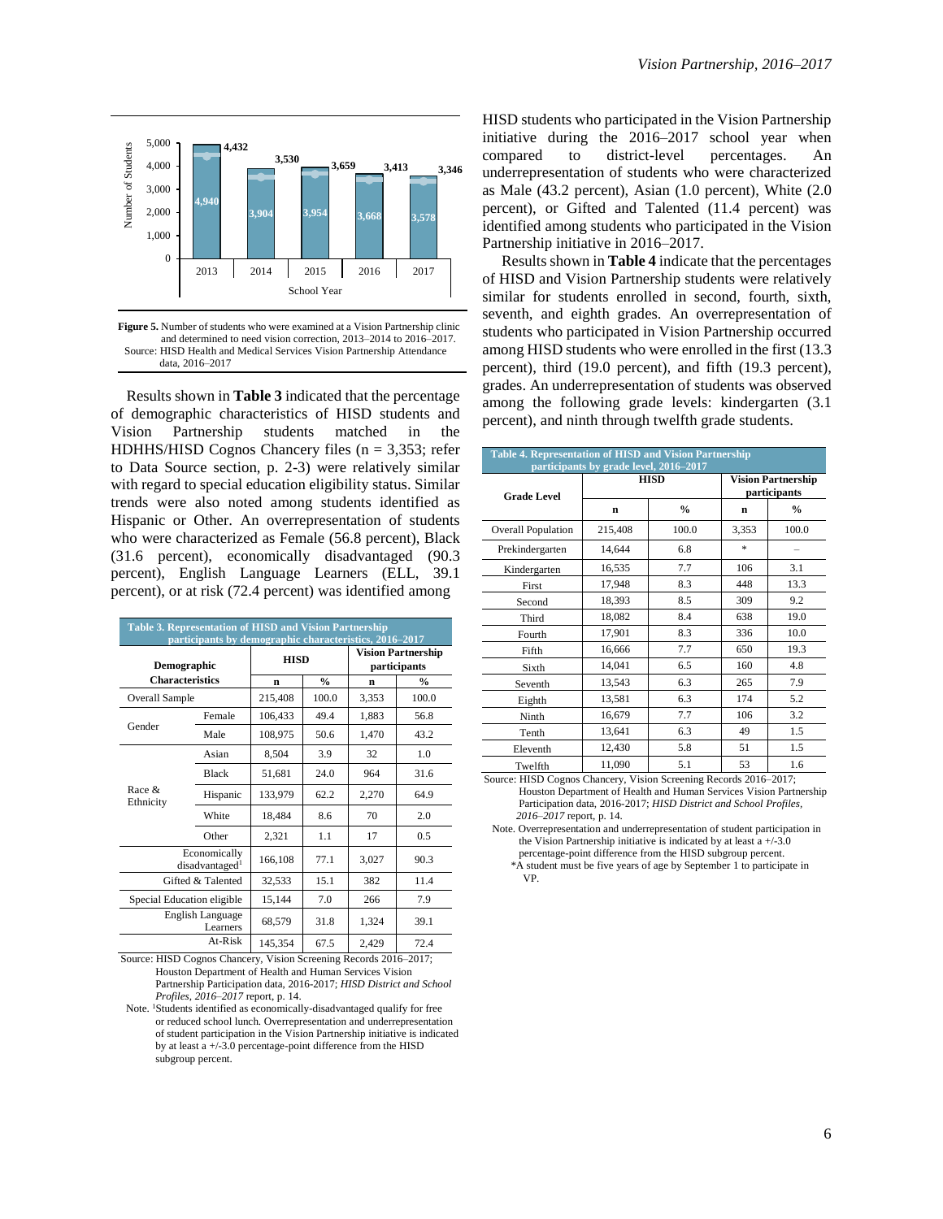Figure 5. Number of students who were examined at a Vision Partnership clinic and determined to need vision correction, 2013–2014 to 2016–2017. Source: HISD Health and Medical Services Vision Partnership Attendance data, 2016–2017

Results shown in **Table 3** indicated that the percentage of demographic characteristics of HISD students and Vision Partnership students matched in the HDHHS/HISD Cognos Chancery files (n = 3,353; refer to Data Source section, p. 2-3) were relatively similar with regard to special education eligibility status. Similar trends were also noted among students identified as Hispanic or Other. An overrepresentation of students who were characterized as Female (56.8 percent), Black (31.6 percent), economically disadvantaged (90.3 percent), English Language Learners (ELL, 39.1 percent), or at risk (72.4 percent) was identified among HISD students who participated in the Vision Partnership initiative during the 2016–2017 school year when compared to district-level percentages. An underrepresentation of students who were characterized as Male (43.2 percent), Asian (1.0 percent), White (2.0 percent), or Gifted and Talented (11.4 percent) was identified among students who participated in the Vision Partnership initiative in 2016–2017.

**Table 3. Representation of HISD and Vision Partnership participants by demographic characteristics, 2016–2017**

| Demographic Characteristics | | HISD | | Vision Partnership participants | |
|---|---|---|---|---|---|
| | | n | % | n | % |
| Overall Sample | | 215,408 | 100.0 | 3,353 | 100.0 |
| Gender | Female | 106,433 | 49.4 | 1,883 | 56.8 |
| | Male | 108,975 | 50.6 | 1,470 | 43.2 |
| Race & Ethnicity | Asian | 8,504 | 3.9 | 32 | 1.0 |
| | Black | 51,681 | 24.0 | 964 | 31.6 |
| | Hispanic | 133,979 | 62.2 | 2,270 | 64.9 |
| | White | 18,484 | 8.6 | 70 | 2.0 |
| | Other | 2,321 | 1.1 | 17 | 0.5 |
| Economically disadvantaged[1] | | 166,108 | 77.1 | 3,027 | 90.3 |
| Gifted & Talented | | 32,533 | 15.1 | 382 | 11.4 |
| Special Education eligible | | 15,144 | 7.0 | 266 | 7.9 |
| English Language Learners | | 68,579 | 31.8 | 1,324 | 39.1 |
| At-Risk | | 145,354 | 67.5 | 2,429 | 72.4 |

Source: HISD Cognos Chancery, Vision Screening Records 2016–2017; Houston Department of Health and Human Services Vision Partnership Participation data, 2016-2017; *HISD District and School Profiles, 2016–2017* report, p. 14.

Note. [1]Students identified as economically-disadvantaged qualify for free or reduced school lunch. Overrepresentation and underrepresentation of student participation in the Vision Partnership initiative is indicated by at least a +/-3.0 percentage-point difference from the HISD subgroup percent.

Results shown in **Table 4** indicate that the percentages of HISD and Vision Partnership students were relatively similar for students enrolled in second, fourth, sixth, seventh, and eighth grades. An overrepresentation of students who participated in Vision Partnership occurred among HISD students who were enrolled in the first (13.3 percent), third (19.0 percent), and fifth (19.3 percent), grades. An underrepresentation of students was observed among the following grade levels: kindergarten (3.1 percent), and ninth through twelfth grade students.

**Table 4. Representation of HISD and Vision Partnership participants by grade level, 2016–2017**

| Grade Level | HISD | | Vision Partnership participants | |
|---|---|---|---|---|
| | n | % | n | % |
| Overall Population | 215,408 | 100.0 | 3,353 | 100.0 |
| Prekindergarten | 14,644 | 6.8 | * | – |
| Kindergarten | 16,535 | 7.7 | 106 | 3.1 |
| First | 17,948 | 8.3 | 448 | 13.3 |
| Second | 18,393 | 8.5 | 309 | 9.2 |
| Third | 18,082 | 8.4 | 638 | 19.0 |
| Fourth | 17,901 | 8.3 | 336 | 10.0 |
| Fifth | 16,666 | 7.7 | 650 | 19.3 |
| Sixth | 14,041 | 6.5 | 160 | 4.8 |
| Seventh | 13,543 | 6.3 | 265 | 7.9 |
| Eighth | 13,581 | 6.3 | 174 | 5.2 |
| Ninth | 16,679 | 7.7 | 106 | 3.2 |
| Tenth | 13,641 | 6.3 | 49 | 1.5 |
| Eleventh | 12,430 | 5.8 | 51 | 1.5 |
| Twelfth | 11,090 | 5.1 | 53 | 1.6 |

Source: HISD Cognos Chancery, Vision Screening Records 2016–2017; Houston Department of Health and Human Services Vision Partnership Participation data, 2016-2017; *HISD District and School Profiles, 2016–2017* report, p. 14.

Note. Overrepresentation and underrepresentation of student participation in the Vision Partnership initiative is indicated by at least a +/-3.0 percentage-point difference from the HISD subgroup percent.
*A student must be five years of age by September 1 to participate in VP.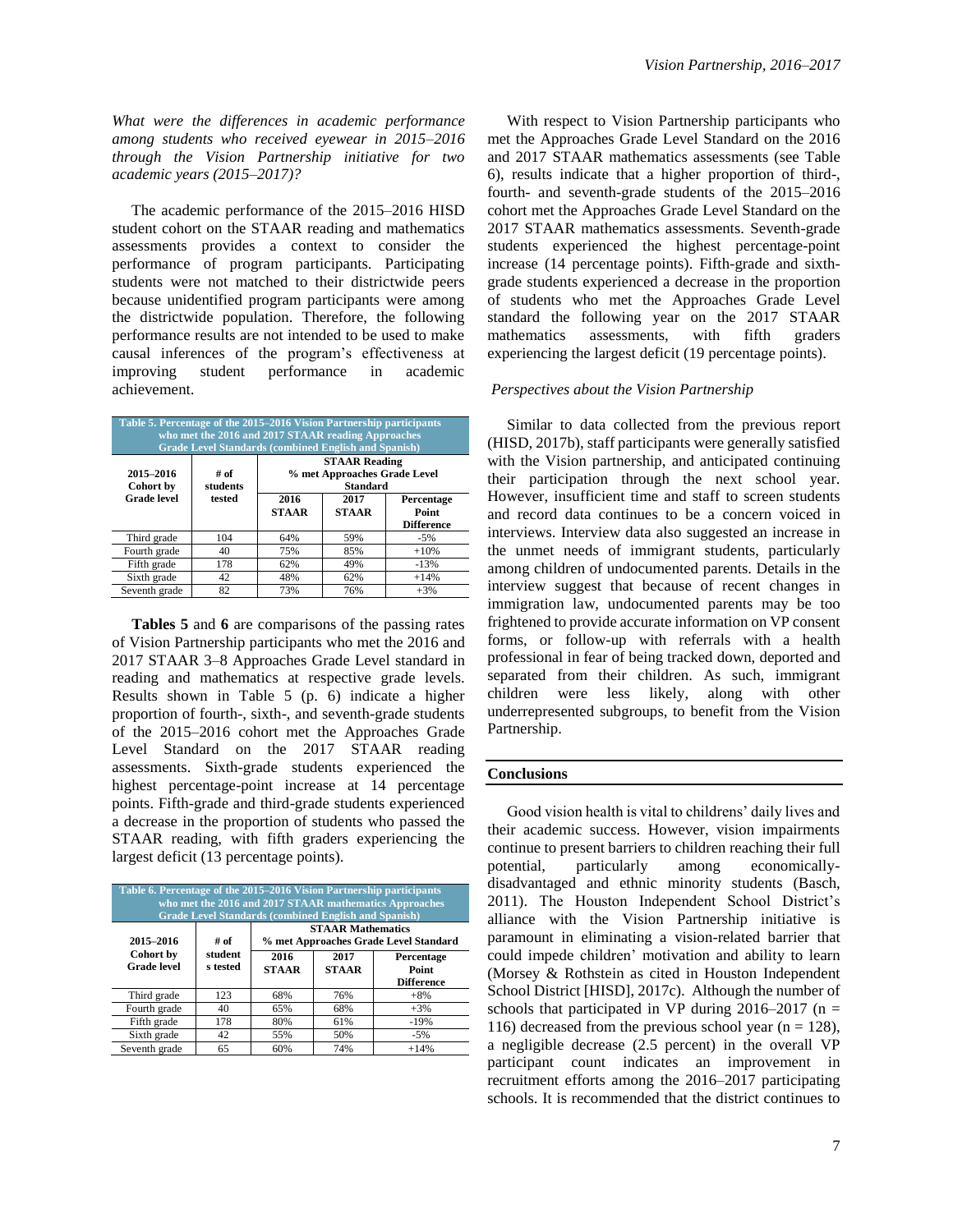*What were the differences in academic performance among students who received eyewear in 2015–2016 through the Vision Partnership initiative for two academic years (2015–2017)?*

The academic performance of the 2015–2016 HISD student cohort on the STAAR reading and mathematics assessments provides a context to consider the performance of program participants. Participating students were not matched to their districtwide peers because unidentified program participants were among the districtwide population. Therefore, the following performance results are not intended to be used to make causal inferences of the program's effectiveness at improving student performance in academic achievement.

**Table 5. Percentage of the 2015–2016 Vision Partnership participants who met the 2016 and 2017 STAAR reading Approaches Grade Level Standards (combined English and Spanish)**

| 2015–2016 Cohort by Grade level | # of students tested | STAAR Reading % met Approaches Grade Level Standard | | |
|---|---|---|---|---|
| | | 2016 STAAR | 2017 STAAR | Percentage Point Difference |
| Third grade | 104 | 64% | 59% | -5% |
| Fourth grade | 40 | 75% | 85% | +10% |
| Fifth grade | 178 | 62% | 49% | -13% |
| Sixth grade | 42 | 48% | 62% | +14% |
| Seventh grade | 82 | 73% | 76% | +3% |

**Tables 5** and **6** are comparisons of the passing rates of Vision Partnership participants who met the 2016 and 2017 STAAR 3–8 Approaches Grade Level standard in reading and mathematics at respective grade levels. Results shown in Table 5 (p. 6) indicate a higher proportion of fourth-, sixth-, and seventh-grade students of the 2015–2016 cohort met the Approaches Grade Level Standard on the 2017 STAAR reading assessments. Sixth-grade students experienced the highest percentage-point increase at 14 percentage points. Fifth-grade and third-grade students experienced a decrease in the proportion of students who passed the STAAR reading, with fifth graders experiencing the largest deficit (13 percentage points).

**Table 6. Percentage of the 2015–2016 Vision Partnership participants who met the 2016 and 2017 STAAR mathematics Approaches Grade Level Standards (combined English and Spanish)**

| 2015–2016 Cohort by Grade level | # of students tested | STAAR Mathematics % met Approaches Grade Level Standard | | |
|---|---|---|---|---|
| | | 2016 STAAR | 2017 STAAR | Percentage Point Difference |
| Third grade | 123 | 68% | 76% | +8% |
| Fourth grade | 40 | 65% | 68% | +3% |
| Fifth grade | 178 | 80% | 61% | -19% |
| Sixth grade | 42 | 55% | 50% | -5% |
| Seventh grade | 65 | 60% | 74% | +14% |

With respect to Vision Partnership participants who met the Approaches Grade Level Standard on the 2016 and 2017 STAAR mathematics assessments (see Table 6), results indicate that a higher proportion of third-, fourth- and seventh-grade students of the 2015–2016 cohort met the Approaches Grade Level Standard on the 2017 STAAR mathematics assessments. Seventh-grade students experienced the highest percentage-point increase (14 percentage points). Fifth-grade and sixth-grade students experienced a decrease in the proportion of students who met the Approaches Grade Level standard the following year on the 2017 STAAR mathematics assessments, with fifth graders experiencing the largest deficit (19 percentage points).

*Perspectives about the Vision Partnership*

Similar to data collected from the previous report (HISD, 2017b), staff participants were generally satisfied with the Vision partnership, and anticipated continuing their participation through the next school year. However, insufficient time and staff to screen students and record data continues to be a concern voiced in interviews. Interview data also suggested an increase in the unmet needs of immigrant students, particularly among children of undocumented parents. Details in the interview suggest that because of recent changes in immigration law, undocumented parents may be too frightened to provide accurate information on VP consent forms, or follow-up with referrals with a health professional in fear of being tracked down, deported and separated from their children. As such, immigrant children were less likely, along with other underrepresented subgroups, to benefit from the Vision Partnership.

## Conclusions

Good vision health is vital to childrens' daily lives and their academic success. However, vision impairments continue to present barriers to children reaching their full potential, particularly among economically-disadvantaged and ethnic minority students (Basch, 2011). The Houston Independent School District's alliance with the Vision Partnership initiative is paramount in eliminating a vision-related barrier that could impede children' motivation and ability to learn (Morsey & Rothstein as cited in Houston Independent School District [HISD], 2017c). Although the number of schools that participated in VP during 2016–2017 (n = 116) decreased from the previous school year (n = 128), a negligible decrease (2.5 percent) in the overall VP participant count indicates an improvement in recruitment efforts among the 2016–2017 participating schools. It is recommended that the district continues to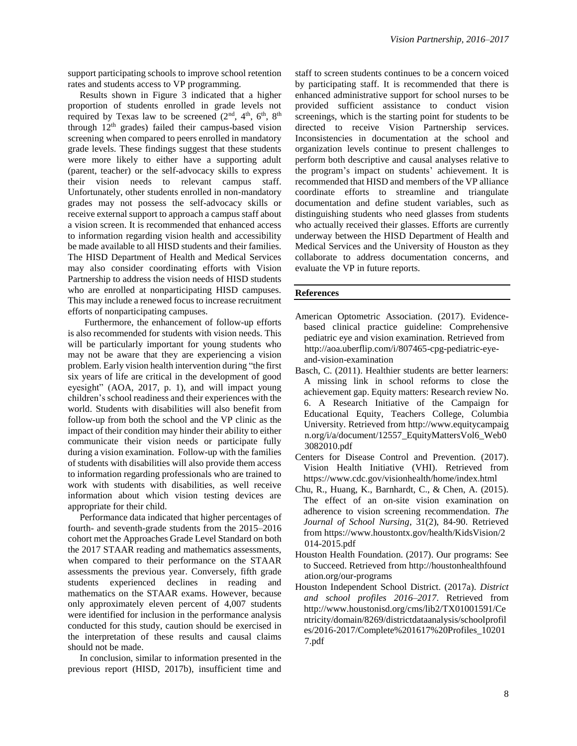support participating schools to improve school retention rates and students access to VP programming.

Results shown in Figure 3 indicated that a higher proportion of students enrolled in grade levels not required by Texas law to be screened (2nd, 4th, 6th, 8th through 12th grades) failed their campus-based vision screening when compared to peers enrolled in mandatory grade levels. These findings suggest that these students were more likely to either have a supporting adult (parent, teacher) or the self-advocacy skills to express their vision needs to relevant campus staff. Unfortunately, other students enrolled in non-mandatory grades may not possess the self-advocacy skills or receive external support to approach a campus staff about a vision screen. It is recommended that enhanced access to information regarding vision health and accessibility be made available to all HISD students and their families. The HISD Department of Health and Medical Services may also consider coordinating efforts with Vision Partnership to address the vision needs of HISD students who are enrolled at nonparticipating HISD campuses. This may include a renewed focus to increase recruitment efforts of nonparticipating campuses.

Furthermore, the enhancement of follow-up efforts is also recommended for students with vision needs. This will be particularly important for young students who may not be aware that they are experiencing a vision problem. Early vision health intervention during "the first six years of life are critical in the development of good eyesight" (AOA, 2017, p. 1), and will impact young children's school readiness and their experiences with the world. Students with disabilities will also benefit from follow-up from both the school and the VP clinic as the impact of their condition may hinder their ability to either communicate their vision needs or participate fully during a vision examination. Follow-up with the families of students with disabilities will also provide them access to information regarding professionals who are trained to work with students with disabilities, as well receive information about which vision testing devices are appropriate for their child.

Performance data indicated that higher percentages of fourth- and seventh-grade students from the 2015–2016 cohort met the Approaches Grade Level Standard on both the 2017 STAAR reading and mathematics assessments, when compared to their performance on the STAAR assessments the previous year. Conversely, fifth grade students experienced declines in reading and mathematics on the STAAR exams. However, because only approximately eleven percent of 4,007 students were identified for inclusion in the performance analysis conducted for this study, caution should be exercised in the interpretation of these results and causal claims should not be made.

In conclusion, similar to information presented in the previous report (HISD, 2017b), insufficient time and staff to screen students continues to be a concern voiced by participating staff. It is recommended that there is enhanced administrative support for school nurses to be provided sufficient assistance to conduct vision screenings, which is the starting point for students to be directed to receive Vision Partnership services. Inconsistencies in documentation at the school and organization levels continue to present challenges to perform both descriptive and causal analyses relative to the program's impact on students' achievement. It is recommended that HISD and members of the VP alliance coordinate efforts to streamline and triangulate documentation and define student variables, such as distinguishing students who need glasses from students who actually received their glasses. Efforts are currently underway between the HISD Department of Health and Medical Services and the University of Houston as they collaborate to address documentation concerns, and evaluate the VP in future reports.

## References

American Optometric Association. (2017). Evidence-based clinical practice guideline: Comprehensive pediatric eye and vision examination. Retrieved from http://aoa.uberflip.com/i/807465-cpg-pediatric-eye-and-vision-examination

Basch, C. (2011). Healthier students are better learners: A missing link in school reforms to close the achievement gap. Equity matters: Research review No. 6. A Research Initiative of the Campaign for Educational Equity, Teachers College, Columbia University. Retrieved from http://www.equitycampaign.org/i/a/document/12557_EquityMattersVol6_Web03082010.pdf

Centers for Disease Control and Prevention. (2017). Vision Health Initiative (VHI). Retrieved from https://www.cdc.gov/visionhealth/home/index.html

Chu, R., Huang, K., Barnhardt, C., & Chen, A. (2015). The effect of an on-site vision examination on adherence to vision screening recommendation. *The Journal of School Nursing*, 31(2), 84-90. Retrieved from https://www.houstontx.gov/health/KidsVision/2014-2015.pdf

Houston Health Foundation. (2017). Our programs: See to Succeed. Retrieved from http://houstonhealthfoundation.org/our-programs

Houston Independent School District. (2017a). *District and school profiles 2016–2017*. Retrieved from http://www.houstonisd.org/cms/lib2/TX01001591/Centricity/domain/8269/districtdataanalysis/schoolprofiles/2016-2017/Complete%201617%20Profiles_102017.pdf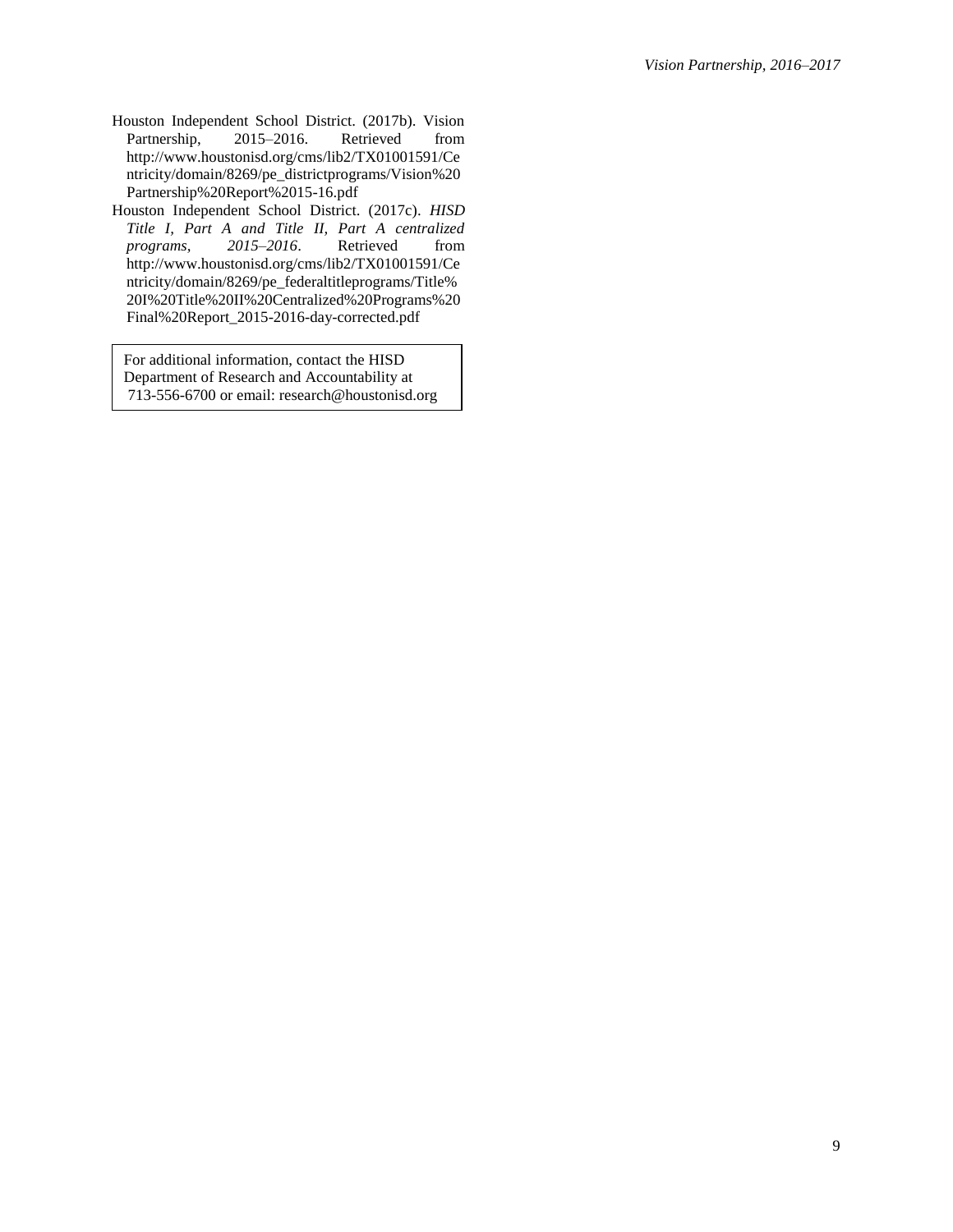Houston Independent School District. (2017b). Vision Partnership, 2015–2016. Retrieved from http://www.houstonisd.org/cms/lib2/TX01001591/Centricity/domain/8269/pe_districtprograms/Vision%20Partnership%20Report%2015-16.pdf

Houston Independent School District. (2017c). *HISD Title I, Part A and Title II, Part A centralized programs, 2015–2016*. Retrieved from http://www.houstonisd.org/cms/lib2/TX01001591/Centricity/domain/8269/pe_federaltitleprograms/Title%20I%20Title%20II%20Centralized%20Programs%20Final%20Report_2015-2016-day-corrected.pdf

For additional information, contact the HISD Department of Research and Accountability at 713-556-6700 or email: research@houstonisd.org